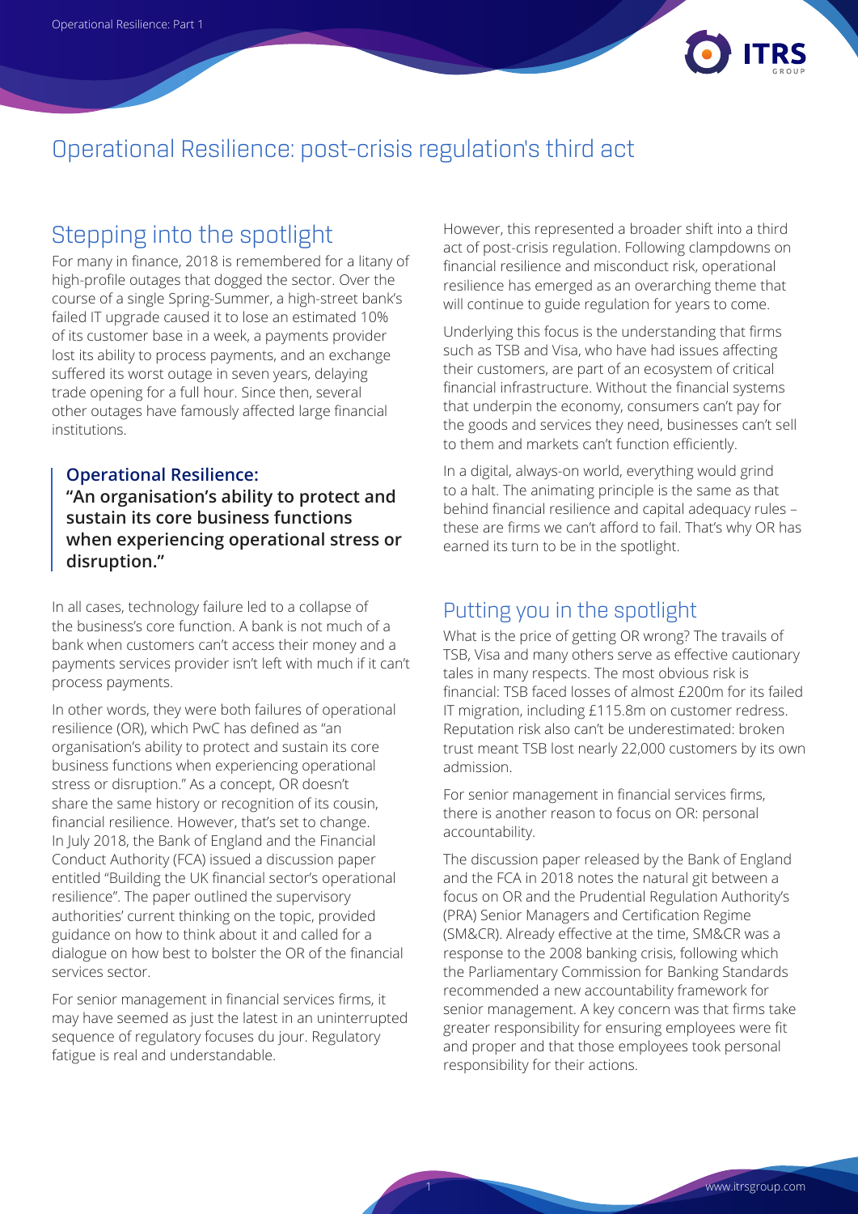# Operational Resilience: post-crisis regulation's third act

## Stepping into the spotlight

For many in finance, 2018 is remembered for a litany of high-profile outages that dogged the sector. Over the course of a single Spring-Summer, a high-street bank's failed IT upgrade caused it to lose an estimated 10% of its customer base in a week, a payments provider lost its ability to process payments, and an exchange suffered its worst outage in seven years, delaying trade opening for a full hour. Since then, several other outages have famously affected large financial institutions.

> **Operational Resilience:**
> **"An organisation's ability to protect and sustain its core business functions when experiencing operational stress or disruption."**

In all cases, technology failure led to a collapse of the business's core function. A bank is not much of a bank when customers can't access their money and a payments services provider isn't left with much if it can't process payments.

In other words, they were both failures of operational resilience (OR), which PwC has defined as "an organisation's ability to protect and sustain its core business functions when experiencing operational stress or disruption." As a concept, OR doesn't share the same history or recognition of its cousin, financial resilience. However, that's set to change. In July 2018, the Bank of England and the Financial Conduct Authority (FCA) issued a discussion paper entitled "Building the UK financial sector's operational resilience". The paper outlined the supervisory authorities' current thinking on the topic, provided guidance on how to think about it and called for a dialogue on how best to bolster the OR of the financial services sector.

For senior management in financial services firms, it may have seemed as just the latest in an uninterrupted sequence of regulatory focuses du jour. Regulatory fatigue is real and understandable.

However, this represented a broader shift into a third act of post-crisis regulation. Following clampdowns on financial resilience and misconduct risk, operational resilience has emerged as an overarching theme that will continue to guide regulation for years to come.

Underlying this focus is the understanding that firms such as TSB and Visa, who have had issues affecting their customers, are part of an ecosystem of critical financial infrastructure. Without the financial systems that underpin the economy, consumers can't pay for the goods and services they need, businesses can't sell to them and markets can't function efficiently.

In a digital, always-on world, everything would grind to a halt. The animating principle is the same as that behind financial resilience and capital adequacy rules – these are firms we can't afford to fail. That's why OR has earned its turn to be in the spotlight.

## Putting you in the spotlight

What is the price of getting OR wrong? The travails of TSB, Visa and many others serve as effective cautionary tales in many respects. The most obvious risk is financial: TSB faced losses of almost £200m for its failed IT migration, including £115.8m on customer redress. Reputation risk also can't be underestimated: broken trust meant TSB lost nearly 22,000 customers by its own admission.

For senior management in financial services firms, there is another reason to focus on OR: personal accountability.

The discussion paper released by the Bank of England and the FCA in 2018 notes the natural git between a focus on OR and the Prudential Regulation Authority's (PRA) Senior Managers and Certification Regime (SM&CR). Already effective at the time, SM&CR was a response to the 2008 banking crisis, following which the Parliamentary Commission for Banking Standards recommended a new accountability framework for senior management. A key concern was that firms take greater responsibility for ensuring employees were fit and proper and that those employees took personal responsibility for their actions.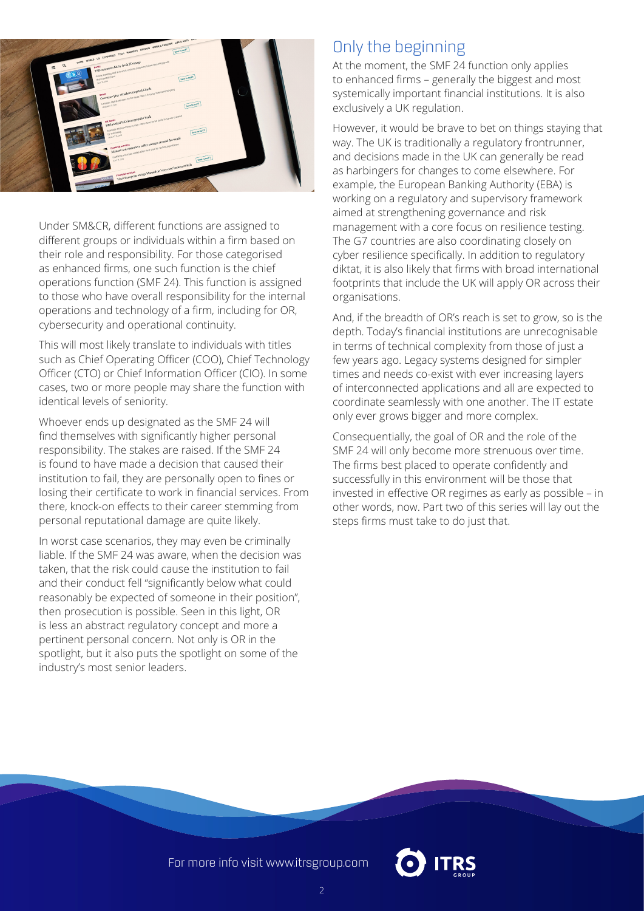Under SM&CR, different functions are assigned to different groups or individuals within a firm based on their role and responsibility. For those categorised as enhanced firms, one such function is the chief operations function (SMF 24). This function is assigned to those who have overall responsibility for the internal operations and technology of a firm, including for OR, cybersecurity and operational continuity.

This will most likely translate to individuals with titles such as Chief Operating Officer (COO), Chief Technology Officer (CTO) or Chief Information Officer (CIO). In some cases, two or more people may share the function with identical levels of seniority.

Whoever ends up designated as the SMF 24 will find themselves with significantly higher personal responsibility. The stakes are raised. If the SMF 24 is found to have made a decision that caused their institution to fail, they are personally open to fines or losing their certificate to work in financial services. From there, knock-on effects to their career stemming from personal reputational damage are quite likely.

In worst case scenarios, they may even be criminally liable. If the SMF 24 was aware, when the decision was taken, that the risk could cause the institution to fail and their conduct fell "significantly below what could reasonably be expected of someone in their position", then prosecution is possible. Seen in this light, OR is less an abstract regulatory concept and more a pertinent personal concern. Not only is OR in the spotlight, but it also puts the spotlight on some of the industry's most senior leaders.

## Only the beginning

At the moment, the SMF 24 function only applies to enhanced firms – generally the biggest and most systemically important financial institutions. It is also exclusively a UK regulation.

However, it would be brave to bet on things staying that way. The UK is traditionally a regulatory frontrunner, and decisions made in the UK can generally be read as harbingers for changes to come elsewhere. For example, the European Banking Authority (EBA) is working on a regulatory and supervisory framework aimed at strengthening governance and risk management with a core focus on resilience testing. The G7 countries are also coordinating closely on cyber resilience specifically. In addition to regulatory diktat, it is also likely that firms with broad international footprints that include the UK will apply OR across their organisations.

And, if the breadth of OR's reach is set to grow, so is the depth. Today's financial institutions are unrecognisable in terms of technical complexity from those of just a few years ago. Legacy systems designed for simpler times and needs co-exist with ever increasing layers of interconnected applications and all are expected to coordinate seamlessly with one another. The IT estate only ever grows bigger and more complex.

Consequentially, the goal of OR and the role of the SMF 24 will only become more strenuous over time. The firms best placed to operate confidently and successfully in this environment will be those that invested in effective OR regimes as early as possible – in other words, now. Part two of this series will lay out the steps firms must take to do just that.